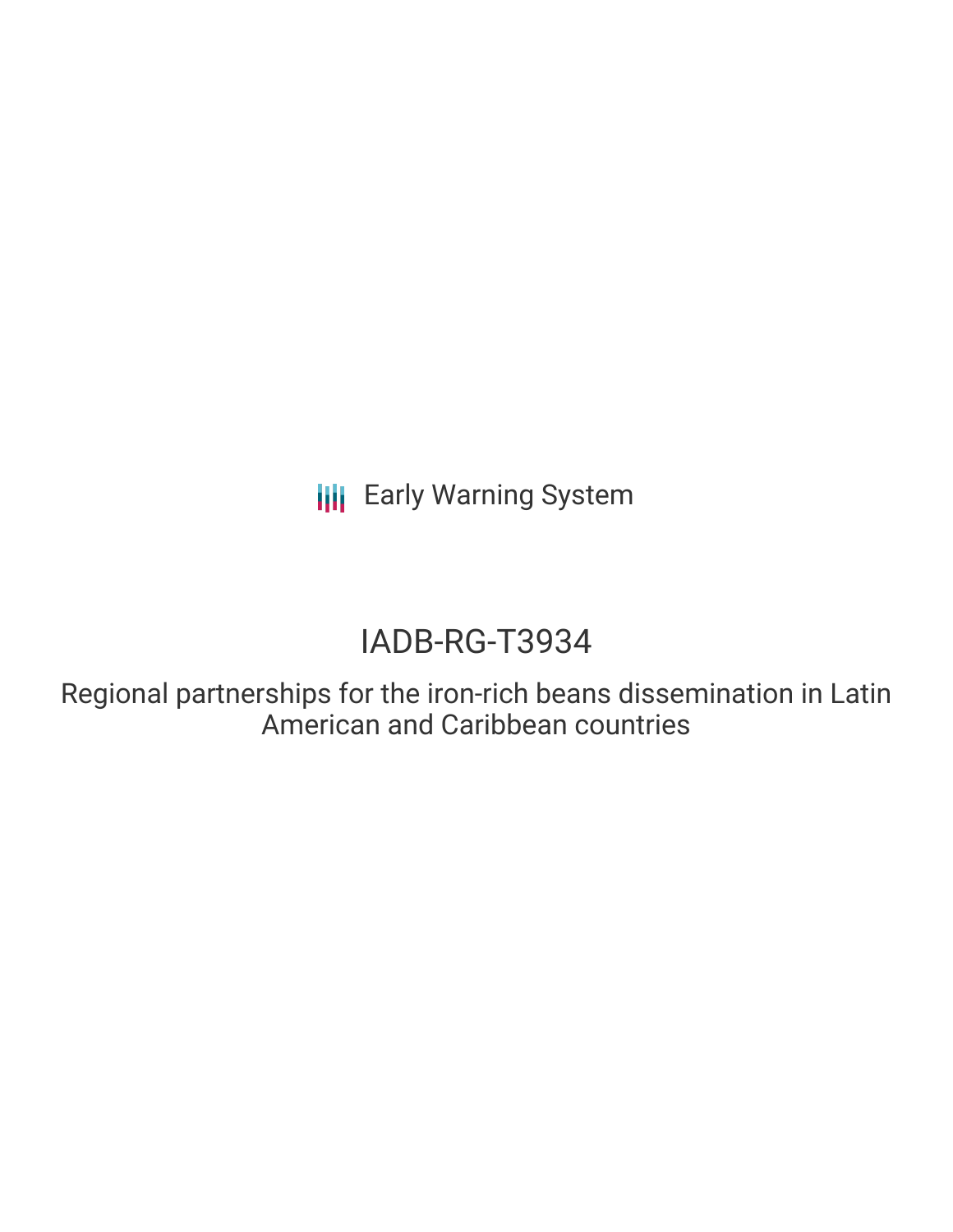Early Warning System

# IADB-RG-T3934

## Regional partnerships for the iron-rich beans dissemination in Latin American and Caribbean countries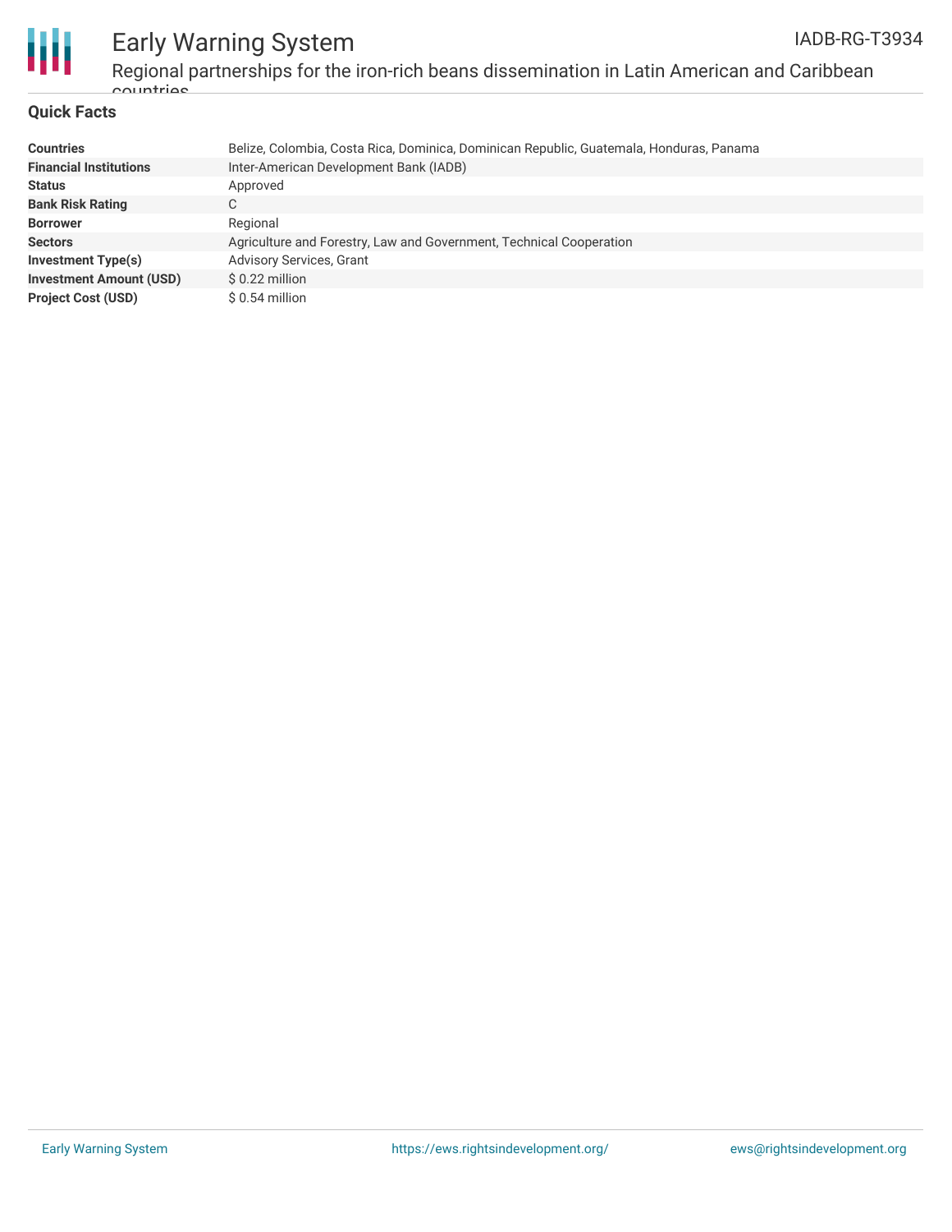## Quick Facts

| | |
|---|---|
| **Countries** | Belize, Colombia, Costa Rica, Dominica, Dominican Republic, Guatemala, Honduras, Panama |
| **Financial Institutions** | Inter-American Development Bank (IADB) |
| **Status** | Approved |
| **Bank Risk Rating** | C |
| **Borrower** | Regional |
| **Sectors** | Agriculture and Forestry, Law and Government, Technical Cooperation |
| **Investment Type(s)** | Advisory Services, Grant |
| **Investment Amount (USD)** | $ 0.22 million |
| **Project Cost (USD)** | $ 0.54 million |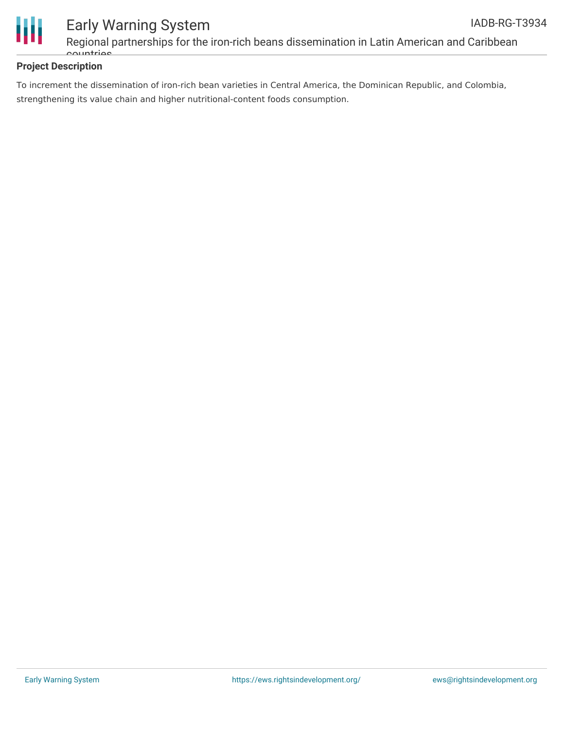**Project Description**

To increment the dissemination of iron-rich bean varieties in Central America, the Dominican Republic, and Colombia, strengthening its value chain and higher nutritional-content foods consumption.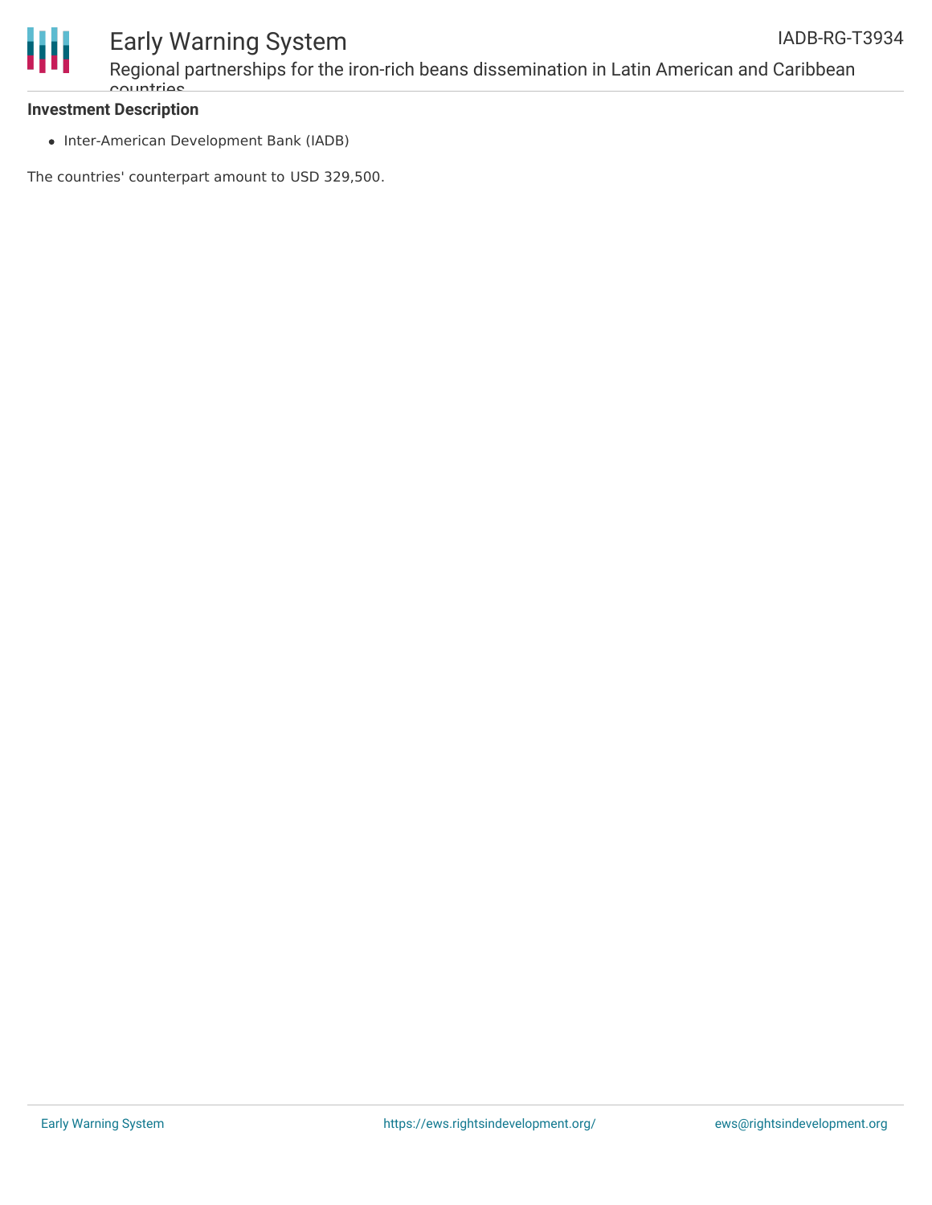**Investment Description**

- Inter-American Development Bank (IADB)

The countries' counterpart amount to USD 329,500.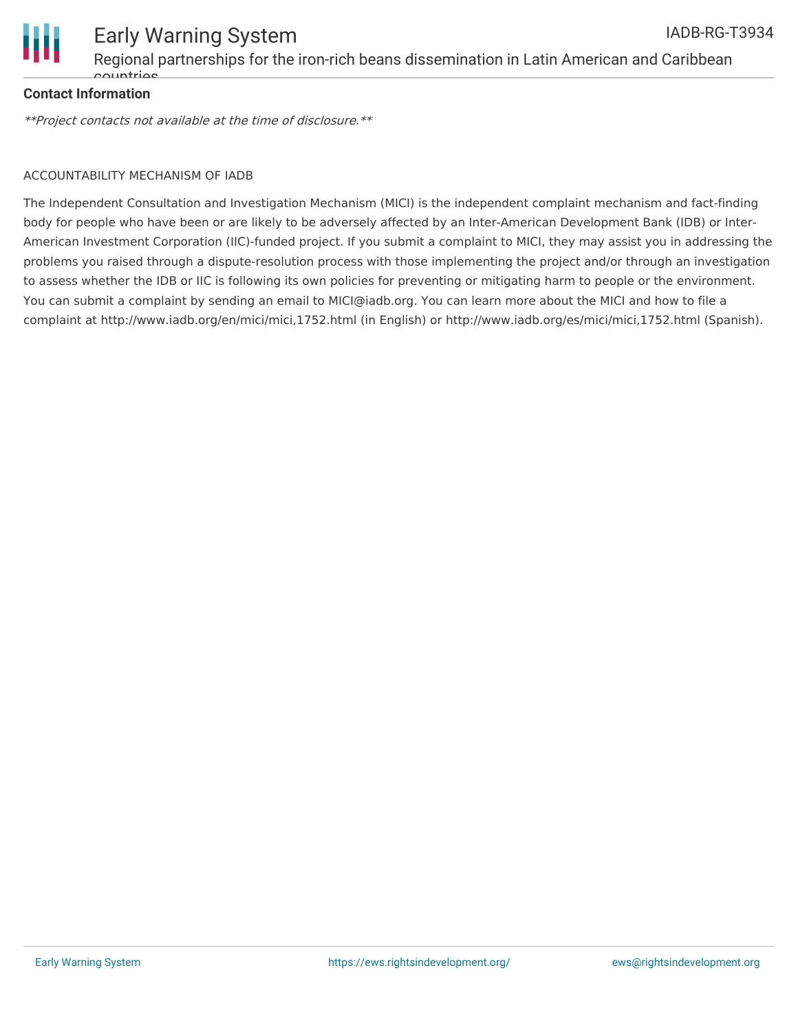## Contact Information

*\*\*Project contacts not available at the time of disclosure.\*\**

ACCOUNTABILITY MECHANISM OF IADB

The Independent Consultation and Investigation Mechanism (MICI) is the independent complaint mechanism and fact-finding body for people who have been or are likely to be adversely affected by an Inter-American Development Bank (IDB) or Inter-American Investment Corporation (IIC)-funded project. If you submit a complaint to MICI, they may assist you in addressing the problems you raised through a dispute-resolution process with those implementing the project and/or through an investigation to assess whether the IDB or IIC is following its own policies for preventing or mitigating harm to people or the environment. You can submit a complaint by sending an email to MICI@iadb.org. You can learn more about the MICI and how to file a complaint at http://www.iadb.org/en/mici/mici,1752.html (in English) or http://www.iadb.org/es/mici/mici,1752.html (Spanish).